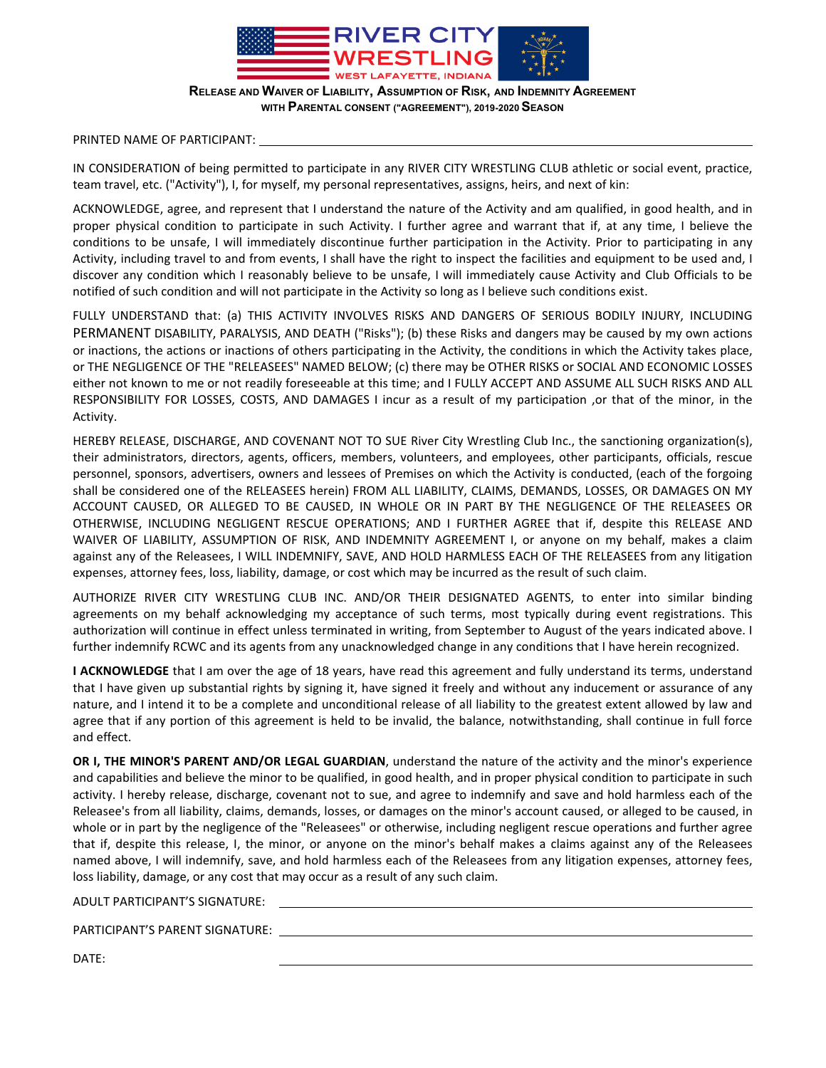# RIVER CITY WRESTLING

WEST LAFAYETTE, INDIANA

## RELEASE AND WAIVER OF LIABILITY, ASSUMPTION OF RISK, AND INDEMNITY AGREEMENT WITH PARENTAL CONSENT ("AGREEMENT"), 2019-2020 SEASON

PRINTED NAME OF PARTICIPANT: \_\_\_\_\_\_\_\_\_\_\_\_\_\_\_\_\_\_\_\_\_\_\_\_\_\_\_\_\_\_\_\_\_\_\_\_\_\_\_\_

IN CONSIDERATION of being permitted to participate in any RIVER CITY WRESTLING CLUB athletic or social event, practice, team travel, etc. ("Activity"), I, for myself, my personal representatives, assigns, heirs, and next of kin:

ACKNOWLEDGE, agree, and represent that I understand the nature of the Activity and am qualified, in good health, and in proper physical condition to participate in such Activity. I further agree and warrant that if, at any time, I believe the conditions to be unsafe, I will immediately discontinue further participation in the Activity. Prior to participating in any Activity, including travel to and from events, I shall have the right to inspect the facilities and equipment to be used and, I discover any condition which I reasonably believe to be unsafe, I will immediately cause Activity and Club Officials to be notified of such condition and will not participate in the Activity so long as I believe such conditions exist.

FULLY UNDERSTAND that: (a) THIS ACTIVITY INVOLVES RISKS AND DANGERS OF SERIOUS BODILY INJURY, INCLUDING PERMANENT DISABILITY, PARALYSIS, AND DEATH ("Risks"); (b) these Risks and dangers may be caused by my own actions or inactions, the actions or inactions of others participating in the Activity, the conditions in which the Activity takes place, or THE NEGLIGENCE OF THE "RELEASEES" NAMED BELOW; (c) there may be OTHER RISKS or SOCIAL AND ECONOMIC LOSSES either not known to me or not readily foreseeable at this time; and I FULLY ACCEPT AND ASSUME ALL SUCH RISKS AND ALL RESPONSIBILITY FOR LOSSES, COSTS, AND DAMAGES I incur as a result of my participation ,or that of the minor, in the Activity.

HEREBY RELEASE, DISCHARGE, AND COVENANT NOT TO SUE River City Wrestling Club Inc., the sanctioning organization(s), their administrators, directors, agents, officers, members, volunteers, and employees, other participants, officials, rescue personnel, sponsors, advertisers, owners and lessees of Premises on which the Activity is conducted, (each of the forgoing shall be considered one of the RELEASEES herein) FROM ALL LIABILITY, CLAIMS, DEMANDS, LOSSES, OR DAMAGES ON MY ACCOUNT CAUSED, OR ALLEGED TO BE CAUSED, IN WHOLE OR IN PART BY THE NEGLIGENCE OF THE RELEASEES OR OTHERWISE, INCLUDING NEGLIGENT RESCUE OPERATIONS; AND I FURTHER AGREE that if, despite this RELEASE AND WAIVER OF LIABILITY, ASSUMPTION OF RISK, AND INDEMNITY AGREEMENT I, or anyone on my behalf, makes a claim against any of the Releasees, I WILL INDEMNIFY, SAVE, AND HOLD HARMLESS EACH OF THE RELEASEES from any litigation expenses, attorney fees, loss, liability, damage, or cost which may be incurred as the result of such claim.

AUTHORIZE RIVER CITY WRESTLING CLUB INC. AND/OR THEIR DESIGNATED AGENTS, to enter into similar binding agreements on my behalf acknowledging my acceptance of such terms, most typically during event registrations. This authorization will continue in effect unless terminated in writing, from September to August of the years indicated above. I further indemnify RCWC and its agents from any unacknowledged change in any conditions that I have herein recognized.

**I ACKNOWLEDGE** that I am over the age of 18 years, have read this agreement and fully understand its terms, understand that I have given up substantial rights by signing it, have signed it freely and without any inducement or assurance of any nature, and I intend it to be a complete and unconditional release of all liability to the greatest extent allowed by law and agree that if any portion of this agreement is held to be invalid, the balance, notwithstanding, shall continue in full force and effect.

**OR I, THE MINOR'S PARENT AND/OR LEGAL GUARDIAN**, understand the nature of the activity and the minor's experience and capabilities and believe the minor to be qualified, in good health, and in proper physical condition to participate in such activity. I hereby release, discharge, covenant not to sue, and agree to indemnify and save and hold harmless each of the Releasee's from all liability, claims, demands, losses, or damages on the minor's account caused, or alleged to be caused, in whole or in part by the negligence of the "Releasees" or otherwise, including negligent rescue operations and further agree that if, despite this release, I, the minor, or anyone on the minor's behalf makes a claims against any of the Releasees named above, I will indemnify, save, and hold harmless each of the Releasees from any litigation expenses, attorney fees, loss liability, damage, or any cost that may occur as a result of any such claim.

ADULT PARTICIPANT'S SIGNATURE: \_\_\_\_\_\_\_\_\_\_\_\_\_\_\_\_\_\_\_\_\_\_\_\_\_\_\_\_\_\_\_\_\_\_\_\_\_\_\_\_

PARTICIPANT'S PARENT SIGNATURE: \_\_\_\_\_\_\_\_\_\_\_\_\_\_\_\_\_\_\_\_\_\_\_\_\_\_\_\_\_\_\_\_\_\_\_\_\_\_\_\_

DATE: \_\_\_\_\_\_\_\_\_\_\_\_\_\_\_\_\_\_\_\_\_\_\_\_\_\_\_\_\_\_\_\_\_\_\_\_\_\_\_\_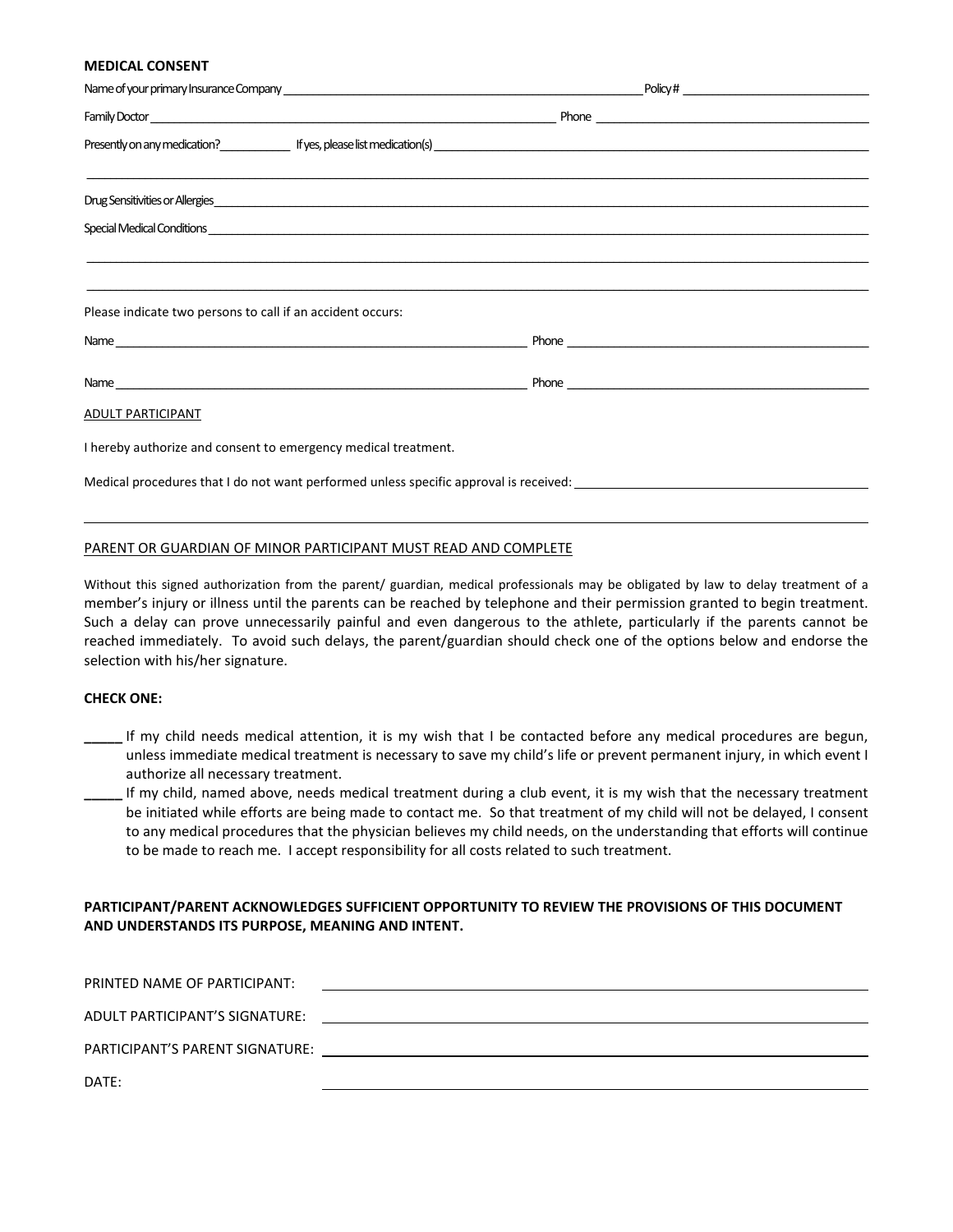**MEDICAL CONSENT**

Name of your primary Insurance Company ______________________________ Policy # ______________

Family Doctor ______________________________ Phone ______________

Presently on any medication? __________ If yes, please list medication(s) ______________________________

______________________________________________________________________

Drug Sensitivities or Allergies ______________________________

Special Medical Conditions ______________________________

______________________________________________________________________

______________________________________________________________________

Please indicate two persons to call if an accident occurs:

Name ______________________________ Phone ______________

Name ______________________________ Phone ______________

ADULT PARTICIPANT

I hereby authorize and consent to emergency medical treatment.

Medical procedures that I do not want performed unless specific approval is received: ______________

______________________________________________________________________

PARENT OR GUARDIAN OF MINOR PARTICIPANT MUST READ AND COMPLETE

Without this signed authorization from the parent/ guardian, medical professionals may be obligated by law to delay treatment of a member's injury or illness until the parents can be reached by telephone and their permission granted to begin treatment. Such a delay can prove unnecessarily painful and even dangerous to the athlete, particularly if the parents cannot be reached immediately. To avoid such delays, the parent/guardian should check one of the options below and endorse the selection with his/her signature.

**CHECK ONE:**

_____ If my child needs medical attention, it is my wish that I be contacted before any medical procedures are begun, unless immediate medical treatment is necessary to save my child's life or prevent permanent injury, in which event I authorize all necessary treatment.

_____ If my child, named above, needs medical treatment during a club event, it is my wish that the necessary treatment be initiated while efforts are being made to contact me. So that treatment of my child will not be delayed, I consent to any medical procedures that the physician believes my child needs, on the understanding that efforts will continue to be made to reach me. I accept responsibility for all costs related to such treatment.

**PARTICIPANT/PARENT ACKNOWLEDGES SUFFICIENT OPPORTUNITY TO REVIEW THE PROVISIONS OF THIS DOCUMENT AND UNDERSTANDS ITS PURPOSE, MEANING AND INTENT.**

PRINTED NAME OF PARTICIPANT: ______________________________

ADULT PARTICIPANT'S SIGNATURE: ______________________________

PARTICIPANT'S PARENT SIGNATURE: ______________________________

DATE: ______________________________